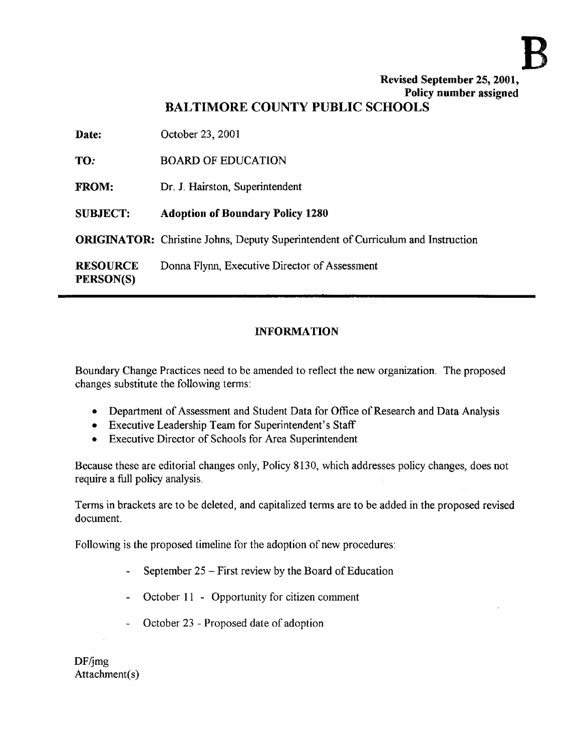B

Revised September 25, 2001,
Policy number assigned

# BALTIMORE COUNTY PUBLIC SCHOOLS

| | |
|---|---|
| **Date:** | October 23, 2001 |
| **TO:** | BOARD OF EDUCATION |
| **FROM:** | Dr. J. Hairston, Superintendent |
| **SUBJECT:** | **Adoption of Boundary Policy 1280** |
| **ORIGINATOR:** | Christine Johns, Deputy Superintendent of Curriculum and Instruction |
| **RESOURCE PERSON(S)** | Donna Flynn, Executive Director of Assessment |

## INFORMATION

Boundary Change Practices need to be amended to reflect the new organization. The proposed changes substitute the following terms:

- Department of Assessment and Student Data for Office of Research and Data Analysis
- Executive Leadership Team for Superintendent's Staff
- Executive Director of Schools for Area Superintendent

Because these are editorial changes only, Policy 8130, which addresses policy changes, does not require a full policy analysis.

Terms in brackets are to be deleted, and capitalized terms are to be added in the proposed revised document.

Following is the proposed timeline for the adoption of new procedures:

- September 25 – First review by the Board of Education
- October 11 - Opportunity for citizen comment
- October 23 - Proposed date of adoption

DF/jmg
Attachment(s)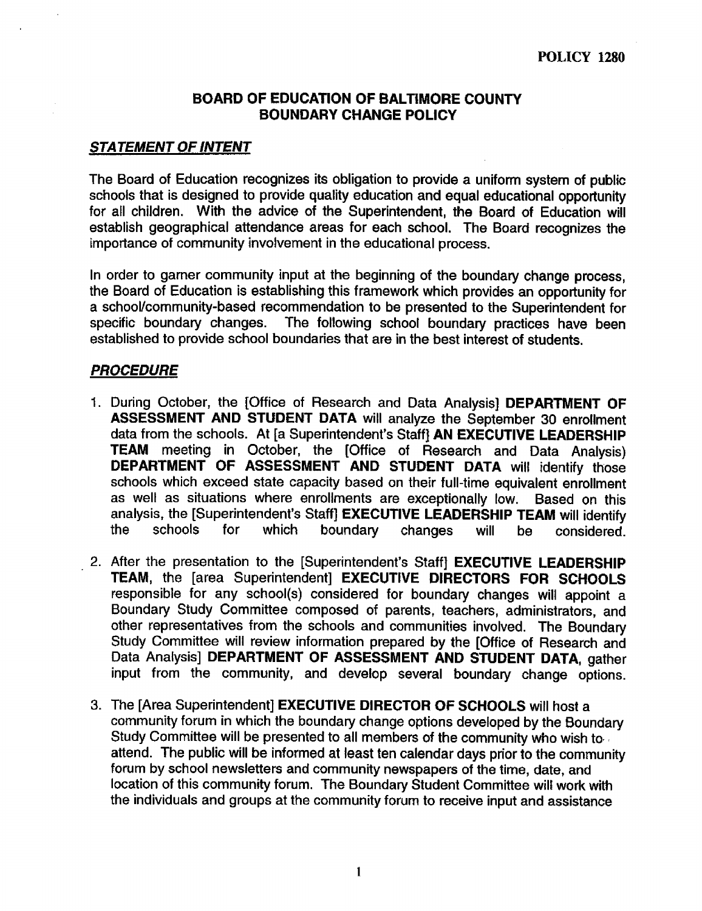**POLICY 1280**

# BOARD OF EDUCATION OF BALTIMORE COUNTY
# BOUNDARY CHANGE POLICY

## ***STATEMENT OF INTENT***

The Board of Education recognizes its obligation to provide a uniform system of public schools that is designed to provide quality education and equal educational opportunity for all children. With the advice of the Superintendent, the Board of Education will establish geographical attendance areas for each school. The Board recognizes the importance of community involvement in the educational process.

In order to garner community input at the beginning of the boundary change process, the Board of Education is establishing this framework which provides an opportunity for a school/community-based recommendation to be presented to the Superintendent for specific boundary changes. The following school boundary practices have been established to provide school boundaries that are in the best interest of students.

## ***PROCEDURE***

1. During October, the [Office of Research and Data Analysis] **DEPARTMENT OF ASSESSMENT AND STUDENT DATA** will analyze the September 30 enrollment data from the schools. At [a Superintendent's Staff] **AN EXECUTIVE LEADERSHIP TEAM** meeting in October, the [Office of Research and Data Analysis) **DEPARTMENT OF ASSESSMENT AND STUDENT DATA** will identify those schools which exceed state capacity based on their full-time equivalent enrollment as well as situations where enrollments are exceptionally low. Based on this analysis, the [Superintendent's Staff] **EXECUTIVE LEADERSHIP TEAM** will identify the schools for which boundary changes will be considered.

2. After the presentation to the [Superintendent's Staff] **EXECUTIVE LEADERSHIP TEAM**, the [area Superintendent] **EXECUTIVE DIRECTORS FOR SCHOOLS** responsible for any school(s) considered for boundary changes will appoint a Boundary Study Committee composed of parents, teachers, administrators, and other representatives from the schools and communities involved. The Boundary Study Committee will review information prepared by the [Office of Research and Data Analysis] **DEPARTMENT OF ASSESSMENT AND STUDENT DATA**, gather input from the community, and develop several boundary change options.

3. The [Area Superintendent] **EXECUTIVE DIRECTOR OF SCHOOLS** will host a community forum in which the boundary change options developed by the Boundary Study Committee will be presented to all members of the community who wish to attend. The public will be informed at least ten calendar days prior to the community forum by school newsletters and community newspapers of the time, date, and location of this community forum. The Boundary Student Committee will work with the individuals and groups at the community forum to receive input and assistance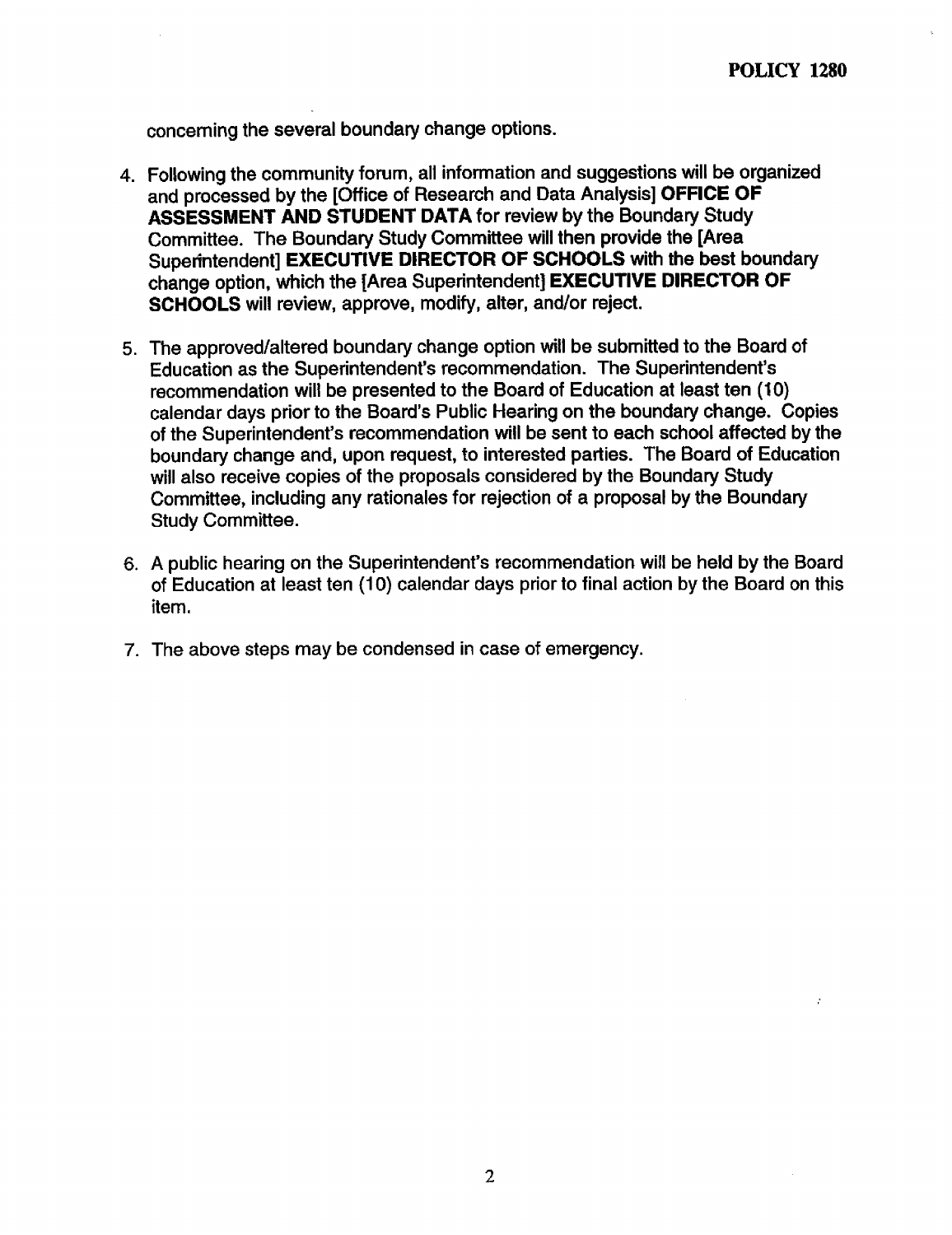concerning the several boundary change options.

4. Following the community forum, all information and suggestions will be organized and processed by the [Office of Research and Data Analysis] **OFFICE OF ASSESSMENT AND STUDENT DATA** for review by the Boundary Study Committee. The Boundary Study Committee will then provide the [Area Superintendent] **EXECUTIVE DIRECTOR OF SCHOOLS** with the best boundary change option, which the [Area Superintendent] **EXECUTIVE DIRECTOR OF SCHOOLS** will review, approve, modify, alter, and/or reject.

5. The approved/altered boundary change option will be submitted to the Board of Education as the Superintendent's recommendation. The Superintendent's recommendation will be presented to the Board of Education at least ten (10) calendar days prior to the Board's Public Hearing on the boundary change. Copies of the Superintendent's recommendation will be sent to each school affected by the boundary change and, upon request, to interested parties. The Board of Education will also receive copies of the proposals considered by the Boundary Study Committee, including any rationales for rejection of a proposal by the Boundary Study Committee.

6. A public hearing on the Superintendent's recommendation will be held by the Board of Education at least ten (10) calendar days prior to final action by the Board on this item.

7. The above steps may be condensed in case of emergency.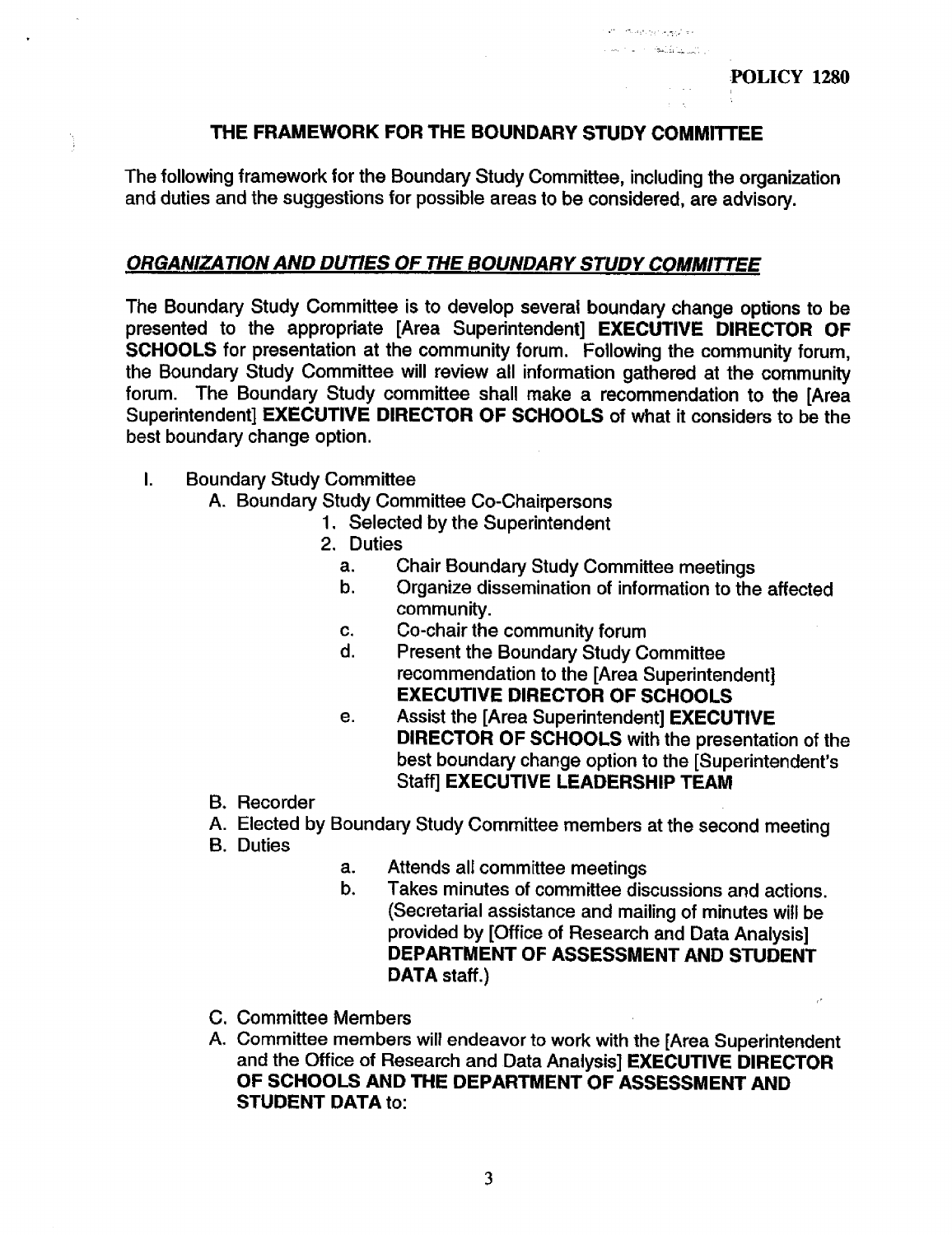POLICY 1280

## THE FRAMEWORK FOR THE BOUNDARY STUDY COMMITTEE

The following framework for the Boundary Study Committee, including the organization and duties and the suggestions for possible areas to be considered, are advisory.

### ***ORGANIZATION AND DUTIES OF THE BOUNDARY STUDY COMMITTEE***

The Boundary Study Committee is to develop several boundary change options to be presented to the appropriate [Area Superintendent] **EXECUTIVE DIRECTOR OF SCHOOLS** for presentation at the community forum. Following the community forum, the Boundary Study Committee will review all information gathered at the community forum. The Boundary Study committee shall make a recommendation to the [Area Superintendent] **EXECUTIVE DIRECTOR OF SCHOOLS** of what it considers to be the best boundary change option.

I. Boundary Study Committee

- A. Boundary Study Committee Co-Chairpersons
  1. Selected by the Superintendent
  2. Duties
     - a. Chair Boundary Study Committee meetings
     - b. Organize dissemination of information to the affected community.
     - c. Co-chair the community forum
     - d. Present the Boundary Study Committee recommendation to the [Area Superintendent] **EXECUTIVE DIRECTOR OF SCHOOLS**
     - e. Assist the [Area Superintendent] **EXECUTIVE DIRECTOR OF SCHOOLS** with the presentation of the best boundary change option to the [Superintendent's Staff] **EXECUTIVE LEADERSHIP TEAM**
- B. Recorder
- A. Elected by Boundary Study Committee members at the second meeting
- B. Duties
  - a. Attends all committee meetings
  - b. Takes minutes of committee discussions and actions. (Secretarial assistance and mailing of minutes will be provided by [Office of Research and Data Analysis] **DEPARTMENT OF ASSESSMENT AND STUDENT DATA** staff.)
- C. Committee Members
- A. Committee members will endeavor to work with the [Area Superintendent and the Office of Research and Data Analysis] **EXECUTIVE DIRECTOR OF SCHOOLS AND THE DEPARTMENT OF ASSESSMENT AND STUDENT DATA** to: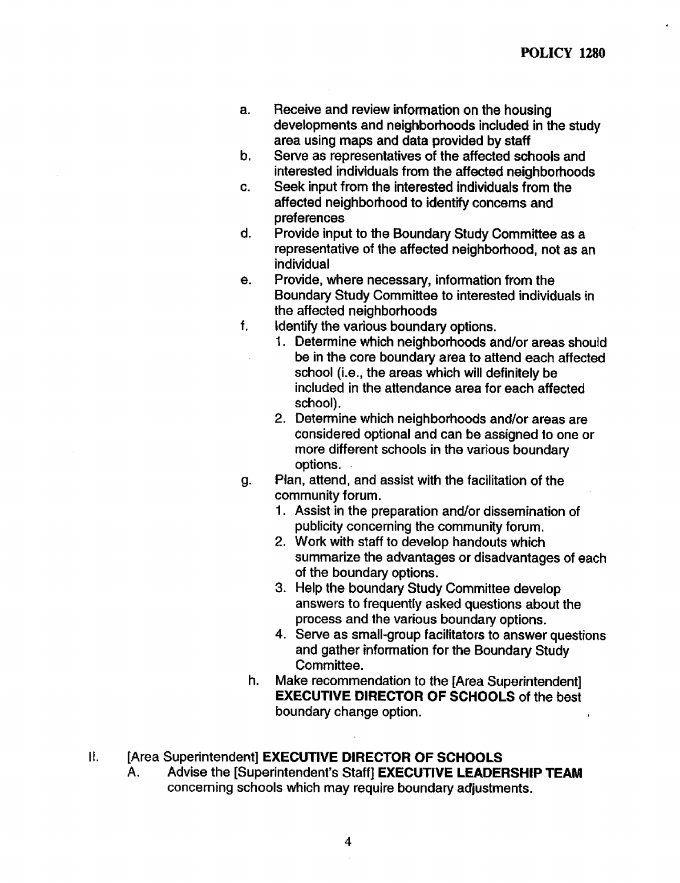a. Receive and review information on the housing developments and neighborhoods included in the study area using maps and data provided by staff
b. Serve as representatives of the affected schools and interested individuals from the affected neighborhoods
c. Seek input from the interested individuals from the affected neighborhood to identify concerns and preferences
d. Provide input to the Boundary Study Committee as a representative of the affected neighborhood, not as an individual
e. Provide, where necessary, information from the Boundary Study Committee to interested individuals in the affected neighborhoods
f. Identify the various boundary options.
   1. Determine which neighborhoods and/or areas should be in the core boundary area to attend each affected school (i.e., the areas which will definitely be included in the attendance area for each affected school).
   2. Determine which neighborhoods and/or areas are considered optional and can be assigned to one or more different schools in the various boundary options.
g. Plan, attend, and assist with the facilitation of the community forum.
   1. Assist in the preparation and/or dissemination of publicity concerning the community forum.
   2. Work with staff to develop handouts which summarize the advantages or disadvantages of each of the boundary options.
   3. Help the boundary Study Committee develop answers to frequently asked questions about the process and the various boundary options.
   4. Serve as small-group facilitators to answer questions and gather information for the Boundary Study Committee.
h. Make recommendation to the [Area Superintendent] **EXECUTIVE DIRECTOR OF SCHOOLS** of the best boundary change option.

II. [Area Superintendent] **EXECUTIVE DIRECTOR OF SCHOOLS**

A. Advise the [Superintendent's Staff] **EXECUTIVE LEADERSHIP TEAM** concerning schools which may require boundary adjustments.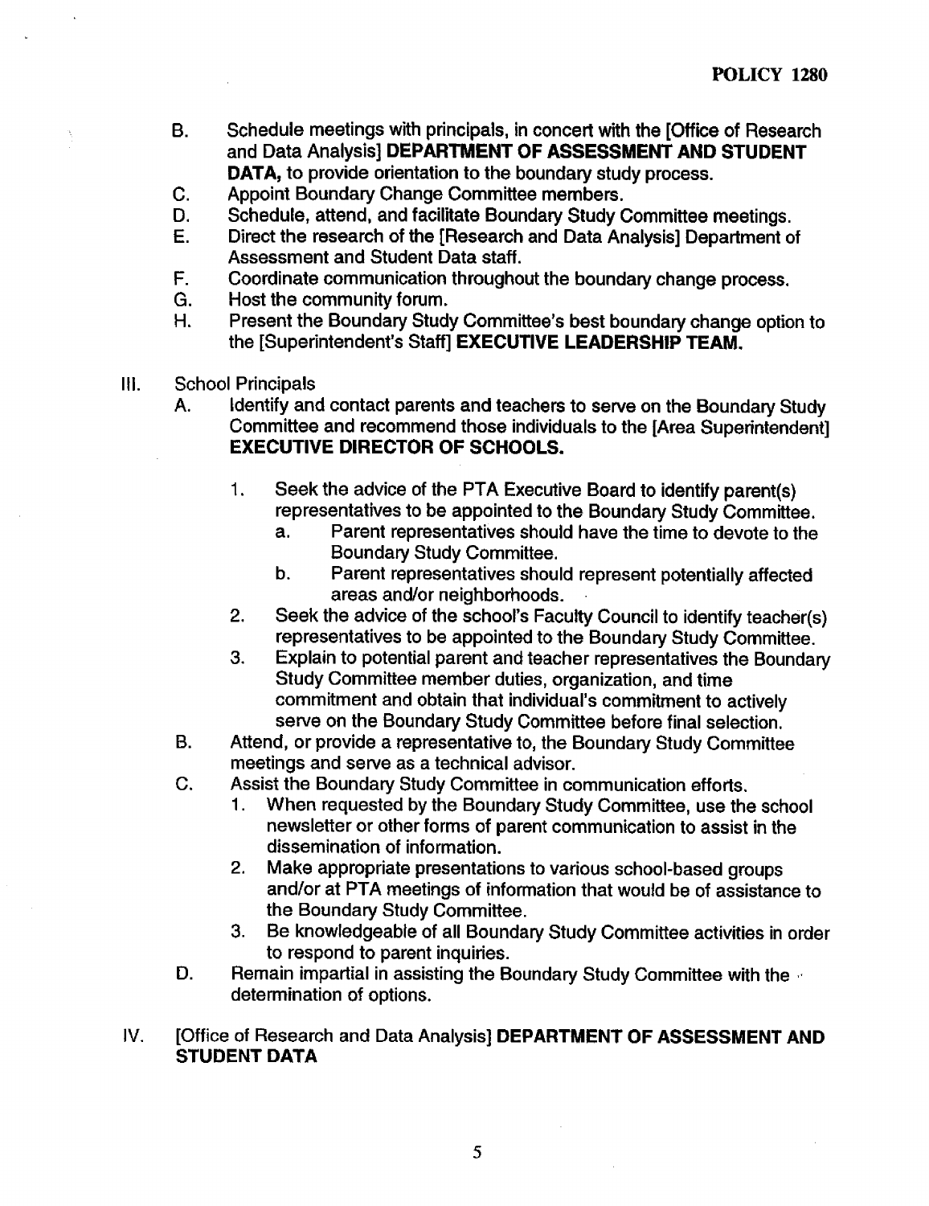B. Schedule meetings with principals, in concert with the [Office of Research and Data Analysis] **DEPARTMENT OF ASSESSMENT AND STUDENT DATA,** to provide orientation to the boundary study process.
C. Appoint Boundary Change Committee members.
D. Schedule, attend, and facilitate Boundary Study Committee meetings.
E. Direct the research of the [Research and Data Analysis] Department of Assessment and Student Data staff.
F. Coordinate communication throughout the boundary change process.
G. Host the community forum.
H. Present the Boundary Study Committee's best boundary change option to the [Superintendent's Staff] **EXECUTIVE LEADERSHIP TEAM.**

III. School Principals
   A. Identify and contact parents and teachers to serve on the Boundary Study Committee and recommend those individuals to the [Area Superintendent] **EXECUTIVE DIRECTOR OF SCHOOLS.**
      1. Seek the advice of the PTA Executive Board to identify parent(s) representatives to be appointed to the Boundary Study Committee.
         a. Parent representatives should have the time to devote to the Boundary Study Committee.
         b. Parent representatives should represent potentially affected areas and/or neighborhoods.
      2. Seek the advice of the school's Faculty Council to identify teacher(s) representatives to be appointed to the Boundary Study Committee.
      3. Explain to potential parent and teacher representatives the Boundary Study Committee member duties, organization, and time commitment and obtain that individual's commitment to actively serve on the Boundary Study Committee before final selection.
   B. Attend, or provide a representative to, the Boundary Study Committee meetings and serve as a technical advisor.
   C. Assist the Boundary Study Committee in communication efforts.
      1. When requested by the Boundary Study Committee, use the school newsletter or other forms of parent communication to assist in the dissemination of information.
      2. Make appropriate presentations to various school-based groups and/or at PTA meetings of information that would be of assistance to the Boundary Study Committee.
      3. Be knowledgeable of all Boundary Study Committee activities in order to respond to parent inquiries.
   D. Remain impartial in assisting the Boundary Study Committee with the determination of options.

IV. [Office of Research and Data Analysis] **DEPARTMENT OF ASSESSMENT AND STUDENT DATA**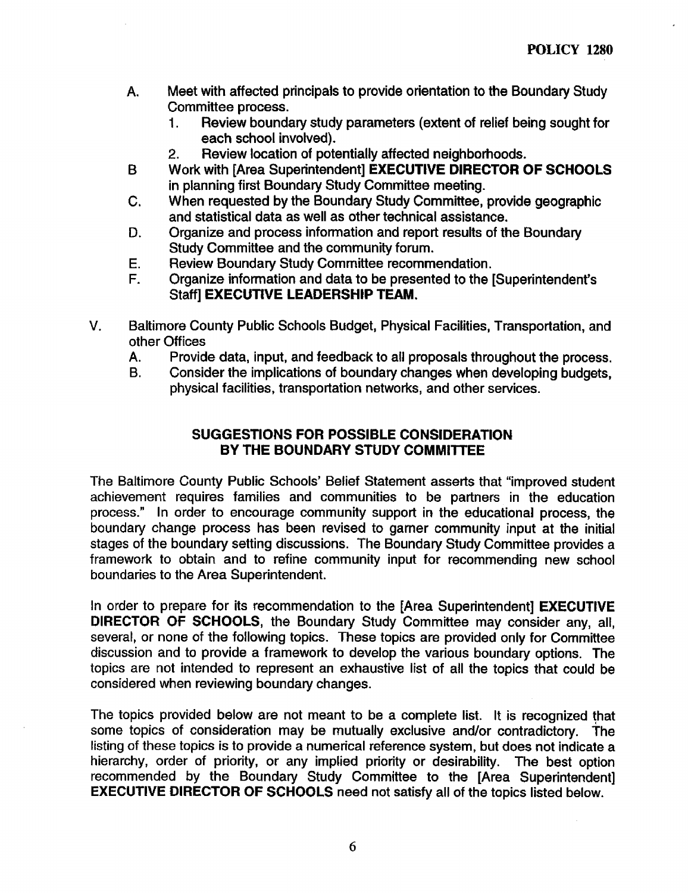A. Meet with affected principals to provide orientation to the Boundary Study Committee process.
   1. Review boundary study parameters (extent of relief being sought for each school involved).
   2. Review location of potentially affected neighborhoods.

B Work with [Area Superintendent] **EXECUTIVE DIRECTOR OF SCHOOLS** in planning first Boundary Study Committee meeting.

C. When requested by the Boundary Study Committee, provide geographic and statistical data as well as other technical assistance.

D. Organize and process information and report results of the Boundary Study Committee and the community forum.

E. Review Boundary Study Committee recommendation.

F. Organize information and data to be presented to the [Superintendent's Staff] **EXECUTIVE LEADERSHIP TEAM.**

V. Baltimore County Public Schools Budget, Physical Facilities, Transportation, and other Offices

   A. Provide data, input, and feedback to all proposals throughout the process.

   B. Consider the implications of boundary changes when developing budgets, physical facilities, transportation networks, and other services.

## SUGGESTIONS FOR POSSIBLE CONSIDERATION BY THE BOUNDARY STUDY COMMITTEE

The Baltimore County Public Schools' Belief Statement asserts that "improved student achievement requires families and communities to be partners in the education process." In order to encourage community support in the educational process, the boundary change process has been revised to garner community input at the initial stages of the boundary setting discussions. The Boundary Study Committee provides a framework to obtain and to refine community input for recommending new school boundaries to the Area Superintendent.

In order to prepare for its recommendation to the [Area Superintendent] **EXECUTIVE DIRECTOR OF SCHOOLS**, the Boundary Study Committee may consider any, all, several, or none of the following topics. These topics are provided only for Committee discussion and to provide a framework to develop the various boundary options. The topics are not intended to represent an exhaustive list of all the topics that could be considered when reviewing boundary changes.

The topics provided below are not meant to be a complete list. It is recognized that some topics of consideration may be mutually exclusive and/or contradictory. The listing of these topics is to provide a numerical reference system, but does not indicate a hierarchy, order of priority, or any implied priority or desirability. The best option recommended by the Boundary Study Committee to the [Area Superintendent] **EXECUTIVE DIRECTOR OF SCHOOLS** need not satisfy all of the topics listed below.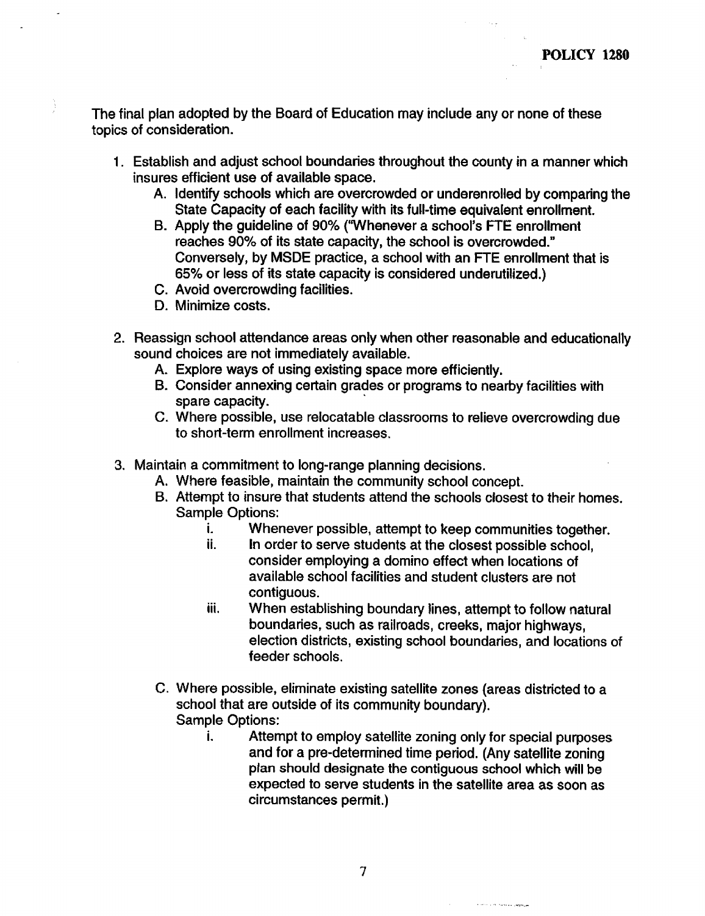The final plan adopted by the Board of Education may include any or none of these topics of consideration.

1. Establish and adjust school boundaries throughout the county in a manner which insures efficient use of available space.
   A. Identify schools which are overcrowded or underenrolled by comparing the State Capacity of each facility with its full-time equivalent enrollment.
   B. Apply the guideline of 90% ("Whenever a school's FTE enrollment reaches 90% of its state capacity, the school is overcrowded." Conversely, by MSDE practice, a school with an FTE enrollment that is 65% or less of its state capacity is considered underutilized.)
   C. Avoid overcrowding facilities.
   D. Minimize costs.

2. Reassign school attendance areas only when other reasonable and educationally sound choices are not immediately available.
   A. Explore ways of using existing space more efficiently.
   B. Consider annexing certain grades or programs to nearby facilities with spare capacity.
   C. Where possible, use relocatable classrooms to relieve overcrowding due to short-term enrollment increases.

3. Maintain a commitment to long-range planning decisions.
   A. Where feasible, maintain the community school concept.
   B. Attempt to insure that students attend the schools closest to their homes.
      Sample Options:
      i. Whenever possible, attempt to keep communities together.
      ii. In order to serve students at the closest possible school, consider employing a domino effect when locations of available school facilities and student clusters are not contiguous.
      iii. When establishing boundary lines, attempt to follow natural boundaries, such as railroads, creeks, major highways, election districts, existing school boundaries, and locations of feeder schools.

   C. Where possible, eliminate existing satellite zones (areas districted to a school that are outside of its community boundary).
      Sample Options:
      i. Attempt to employ satellite zoning only for special purposes and for a pre-determined time period. (Any satellite zoning plan should designate the contiguous school which will be expected to serve students in the satellite area as soon as circumstances permit.)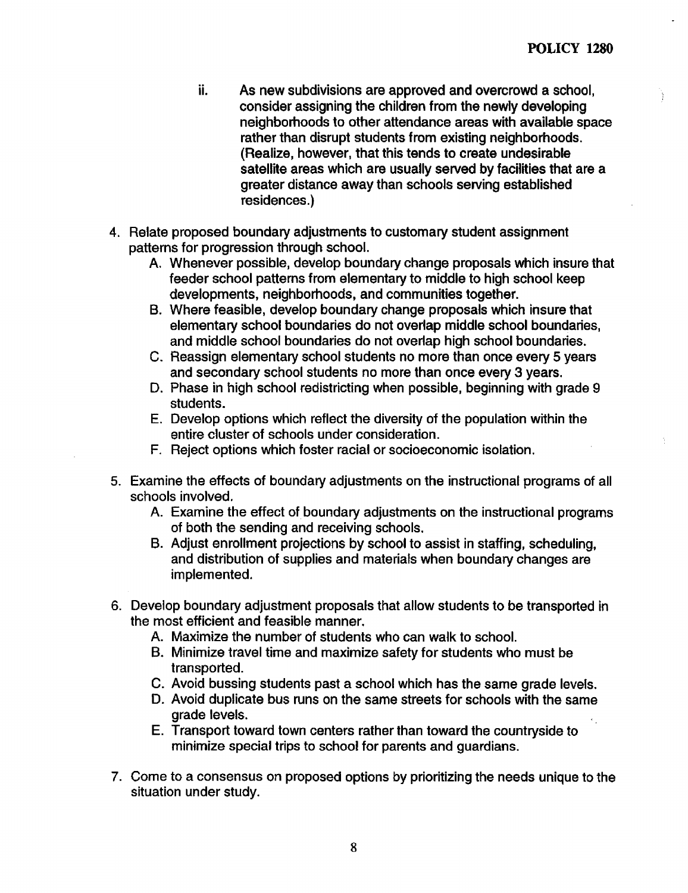- ii. As new subdivisions are approved and overcrowd a school, consider assigning the children from the newly developing neighborhoods to other attendance areas with available space rather than disrupt students from existing neighborhoods. (Realize, however, that this tends to create undesirable satellite areas which are usually served by facilities that are a greater distance away than schools serving established residences.)

4. Relate proposed boundary adjustments to customary student assignment patterns for progression through school.
   - A. Whenever possible, develop boundary change proposals which insure that feeder school patterns from elementary to middle to high school keep developments, neighborhoods, and communities together.
   - B. Where feasible, develop boundary change proposals which insure that elementary school boundaries do not overlap middle school boundaries, and middle school boundaries do not overlap high school boundaries.
   - C. Reassign elementary school students no more than once every 5 years and secondary school students no more than once every 3 years.
   - D. Phase in high school redistricting when possible, beginning with grade 9 students.
   - E. Develop options which reflect the diversity of the population within the entire cluster of schools under consideration.
   - F. Reject options which foster racial or socioeconomic isolation.

5. Examine the effects of boundary adjustments on the instructional programs of all schools involved.
   - A. Examine the effect of boundary adjustments on the instructional programs of both the sending and receiving schools.
   - B. Adjust enrollment projections by school to assist in staffing, scheduling, and distribution of supplies and materials when boundary changes are implemented.

6. Develop boundary adjustment proposals that allow students to be transported in the most efficient and feasible manner.
   - A. Maximize the number of students who can walk to school.
   - B. Minimize travel time and maximize safety for students who must be transported.
   - C. Avoid bussing students past a school which has the same grade levels.
   - D. Avoid duplicate bus runs on the same streets for schools with the same grade levels.
   - E. Transport toward town centers rather than toward the countryside to minimize special trips to school for parents and guardians.

7. Come to a consensus on proposed options by prioritizing the needs unique to the situation under study.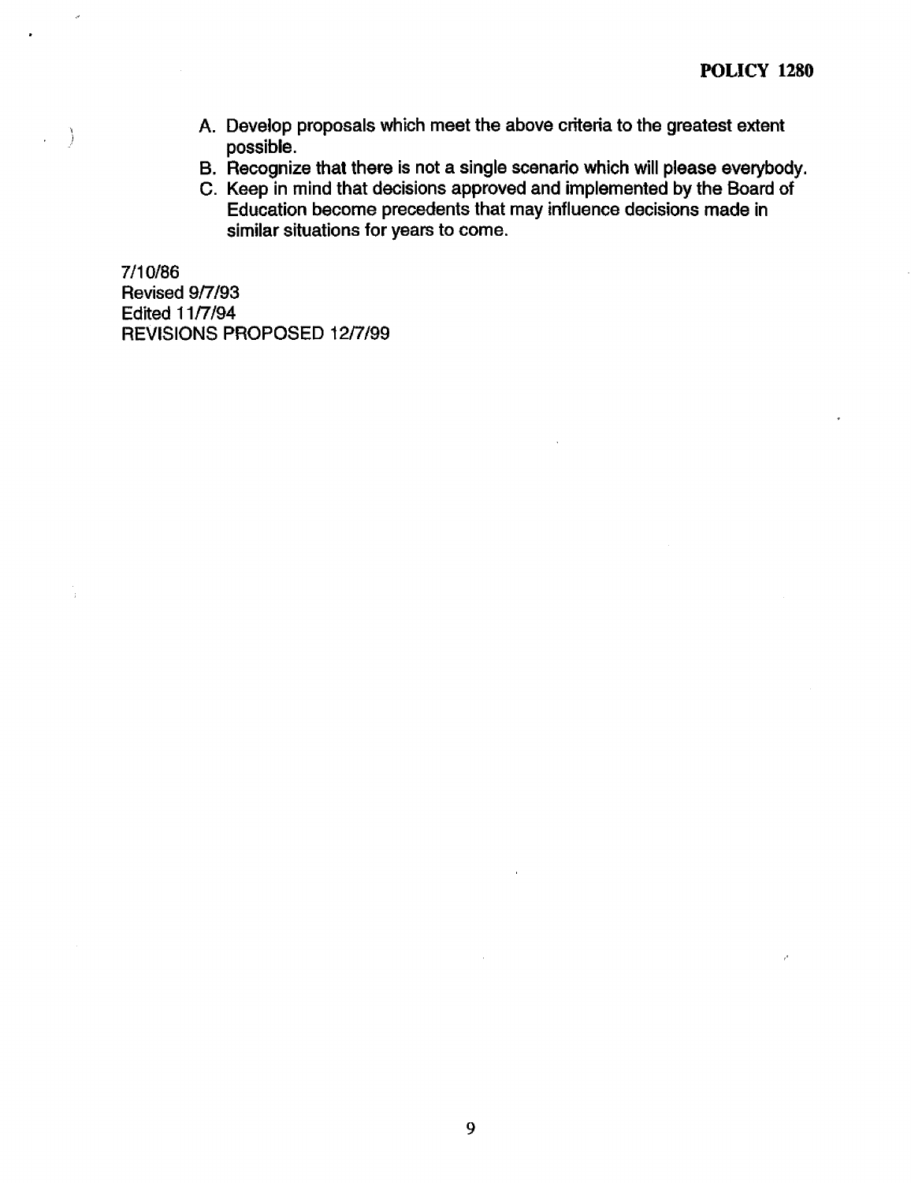A. Develop proposals which meet the above criteria to the greatest extent possible.
B. Recognize that there is not a single scenario which will please everybody.
C. Keep in mind that decisions approved and implemented by the Board of Education become precedents that may influence decisions made in similar situations for years to come.

7/10/86
Revised 9/7/93
Edited 11/7/94
REVISIONS PROPOSED 12/7/99